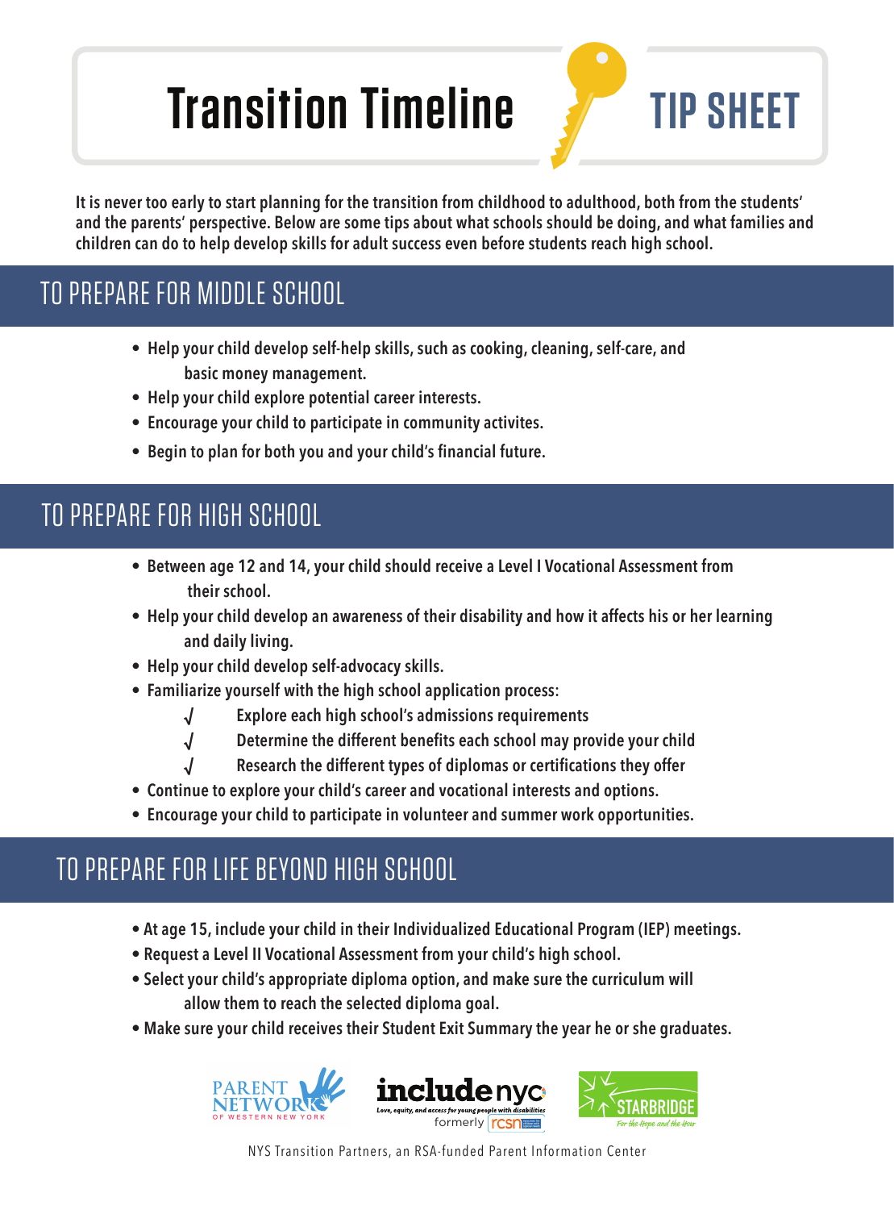# Transition Timeline TIP SHEET

**It is never too early to start planning for the transition from childhood to adulthood, both from the students' and the parents' perspective. Below are some tips about what schools should be doing, and what families and children can do to help develop skills for adult success even before students reach high school.**

## TO PREPARE FOR MIDDLE SCHOOL

- Help your child develop self-help skills, such as cooking, cleaning, self-care, and basic money management.
- Help your child explore potential career interests.
- Encourage your child to participate in community activites.
- Begin to plan for both you and your child's financial future.

## TO PREPARE FOR HIGH SCHOOL

- Between age 12 and 14, your child should receive a Level I Vocational Assessment from their school.
- Help your child develop an awareness of their disability and how it affects his or her learning and daily living.
- Help your child develop self-advocacy skills.
- Familiarize yourself with the high school application process:
  - √ Explore each high school's admissions requirements
  - √ Determine the different benefits each school may provide your child
  - √ Research the different types of diplomas or certifications they offer
- Continue to explore your child's career and vocational interests and options.
- Encourage your child to participate in volunteer and summer work opportunities.

## TO PREPARE FOR LIFE BEYOND HIGH SCHOOL

- At age 15, include your child in their Individualized Educational Program (IEP) meetings.
- Request a Level II Vocational Assessment from your child's high school.
- Select your child's appropriate diploma option, and make sure the curriculum will allow them to reach the selected diploma goal.
- Make sure your child receives their Student Exit Summary the year he or she graduates.

PARENT NETWORK OF WESTERN NEW YORK | includenyc — Love, equity, and access for young people with disabilities — formerly rcsn | STARBRIDGE — For the Hope and the How

NYS Transition Partners, an RSA-funded Parent Information Center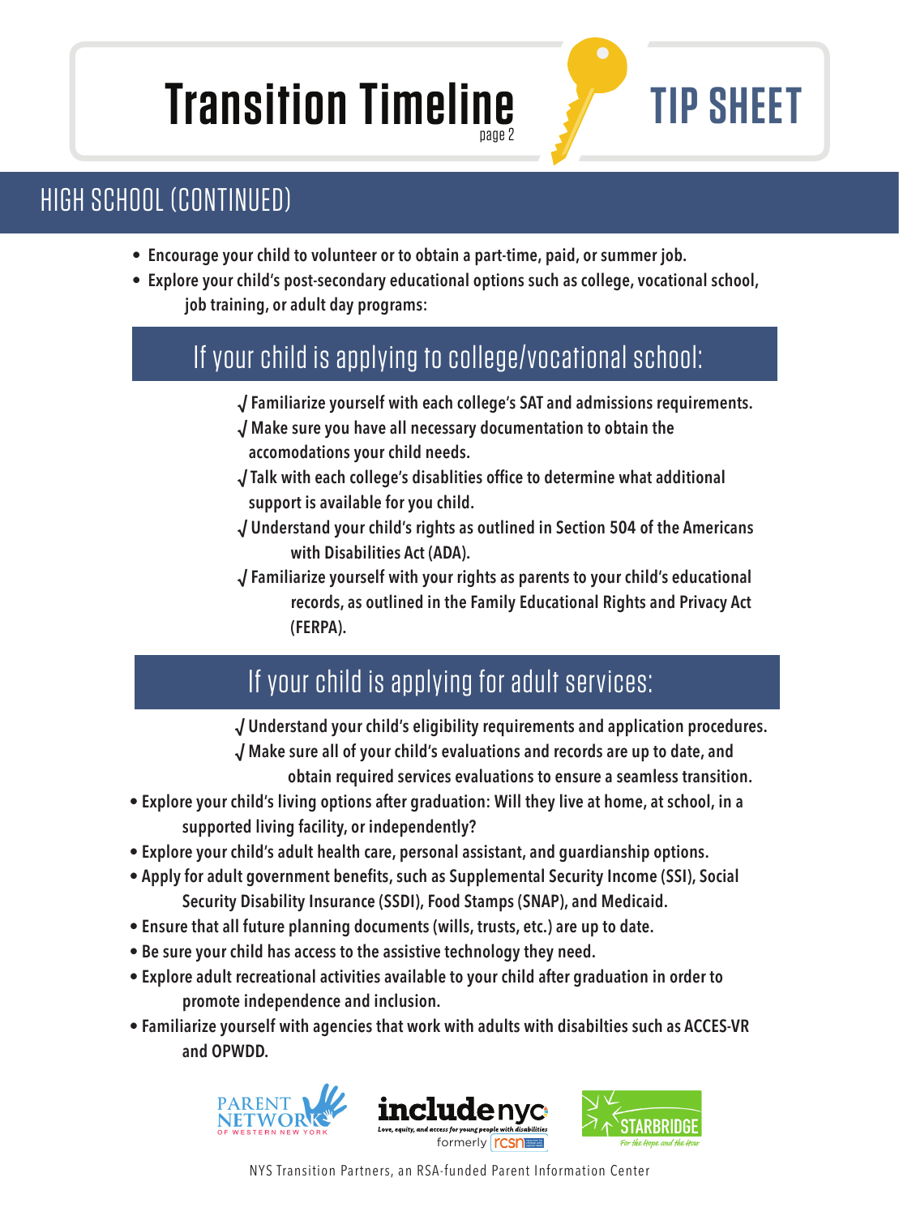# Transition Timeline

page 2

# TIP SHEET

## HIGH SCHOOL (CONTINUED)

- Encourage your child to volunteer or to obtain a part-time, paid, or summer job.
- Explore your child's post-secondary educational options such as college, vocational school, job training, or adult day programs:

### If your child is applying to college/vocational school:

√ Familiarize yourself with each college's SAT and admissions requirements.

√ Make sure you have all necessary documentation to obtain the accomodations your child needs.

√ Talk with each college's disablities office to determine what additional support is available for you child.

√ Understand your child's rights as outlined in Section 504 of the Americans with Disabilities Act (ADA).

√ Familiarize yourself with your rights as parents to your child's educational records, as outlined in the Family Educational Rights and Privacy Act (FERPA).

### If your child is applying for adult services:

√ Understand your child's eligibility requirements and application procedures.

√ Make sure all of your child's evaluations and records are up to date, and obtain required services evaluations to ensure a seamless transition.

- Explore your child's living options after graduation: Will they live at home, at school, in a supported living facility, or independently?
- Explore your child's adult health care, personal assistant, and guardianship options.
- Apply for adult government benefits, such as Supplemental Security Income (SSI), Social Security Disability Insurance (SSDI), Food Stamps (SNAP), and Medicaid.
- Ensure that all future planning documents (wills, trusts, etc.) are up to date.
- Be sure your child has access to the assistive technology they need.
- Explore adult recreational activities available to your child after graduation in order to promote independence and inclusion.
- Familiarize yourself with agencies that work with adults with disabilties such as ACCES-VR and OPWDD.

PARENT NETWORK OF WESTERN NEW YORK

includenyc — Love, equity, and access for young people with disabilities — formerly rcsn

STARBRIDGE — For the Hope and the How

NYS Transition Partners, an RSA-funded Parent Information Center